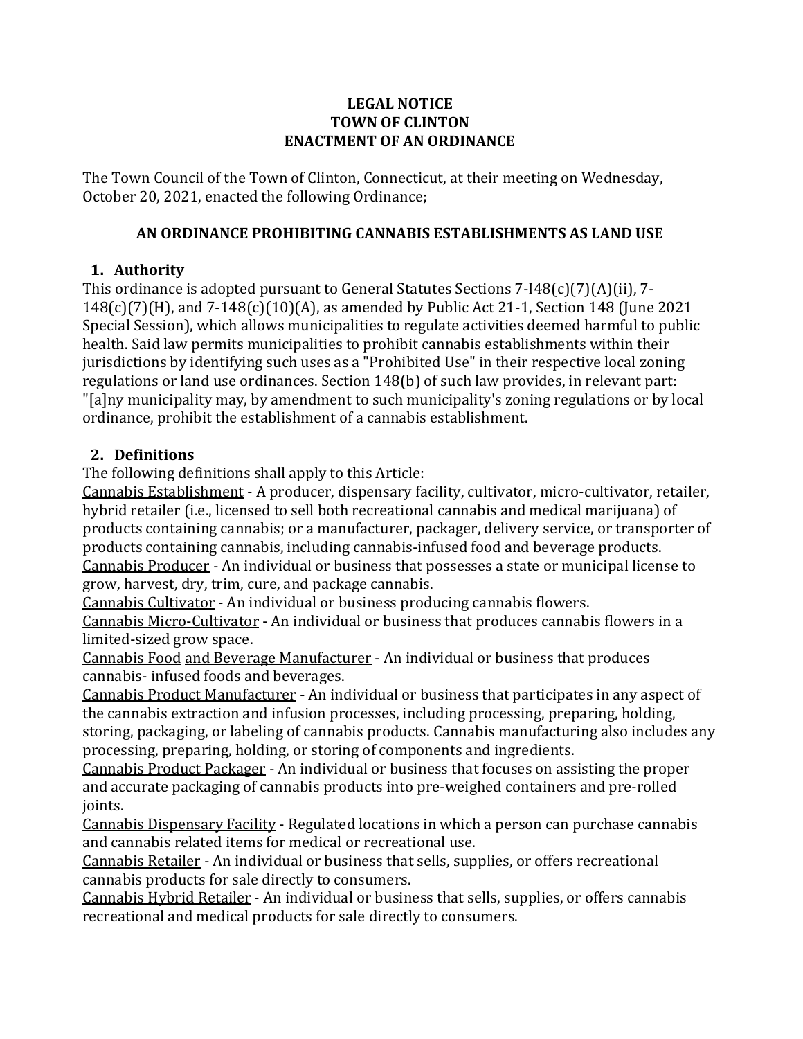**LEGAL NOTICE**
**TOWN OF CLINTON**
**ENACTMENT OF AN ORDINANCE**

The Town Council of the Town of Clinton, Connecticut, at their meeting on Wednesday, October 20, 2021, enacted the following Ordinance;

**AN ORDINANCE PROHIBITING CANNABIS ESTABLISHMENTS AS LAND USE**

1. **Authority**

This ordinance is adopted pursuant to General Statutes Sections 7-I48(c)(7)(A)(ii), 7-148(c)(7)(H), and 7-148(c)(10)(A), as amended by Public Act 21-1, Section 148 (June 2021 Special Session), which allows municipalities to regulate activities deemed harmful to public health. Said law permits municipalities to prohibit cannabis establishments within their jurisdictions by identifying such uses as a "Prohibited Use" in their respective local zoning regulations or land use ordinances. Section 148(b) of such law provides, in relevant part: "[a]ny municipality may, by amendment to such municipality's zoning regulations or by local ordinance, prohibit the establishment of a cannabis establishment.

2. **Definitions**

The following definitions shall apply to this Article:

Cannabis Establishment - A producer, dispensary facility, cultivator, micro-cultivator, retailer, hybrid retailer (i.e., licensed to sell both recreational cannabis and medical marijuana) of products containing cannabis; or a manufacturer, packager, delivery service, or transporter of products containing cannabis, including cannabis-infused food and beverage products.

Cannabis Producer - An individual or business that possesses a state or municipal license to grow, harvest, dry, trim, cure, and package cannabis.

Cannabis Cultivator - An individual or business producing cannabis flowers.

Cannabis Micro-Cultivator - An individual or business that produces cannabis flowers in a limited-sized grow space.

Cannabis Food and Beverage Manufacturer - An individual or business that produces cannabis- infused foods and beverages.

Cannabis Product Manufacturer - An individual or business that participates in any aspect of the cannabis extraction and infusion processes, including processing, preparing, holding, storing, packaging, or labeling of cannabis products. Cannabis manufacturing also includes any processing, preparing, holding, or storing of components and ingredients.

Cannabis Product Packager - An individual or business that focuses on assisting the proper and accurate packaging of cannabis products into pre-weighed containers and pre-rolled joints.

Cannabis Dispensary Facility - Regulated locations in which a person can purchase cannabis and cannabis related items for medical or recreational use.

Cannabis Retailer - An individual or business that sells, supplies, or offers recreational cannabis products for sale directly to consumers.

Cannabis Hybrid Retailer - An individual or business that sells, supplies, or offers cannabis recreational and medical products for sale directly to consumers.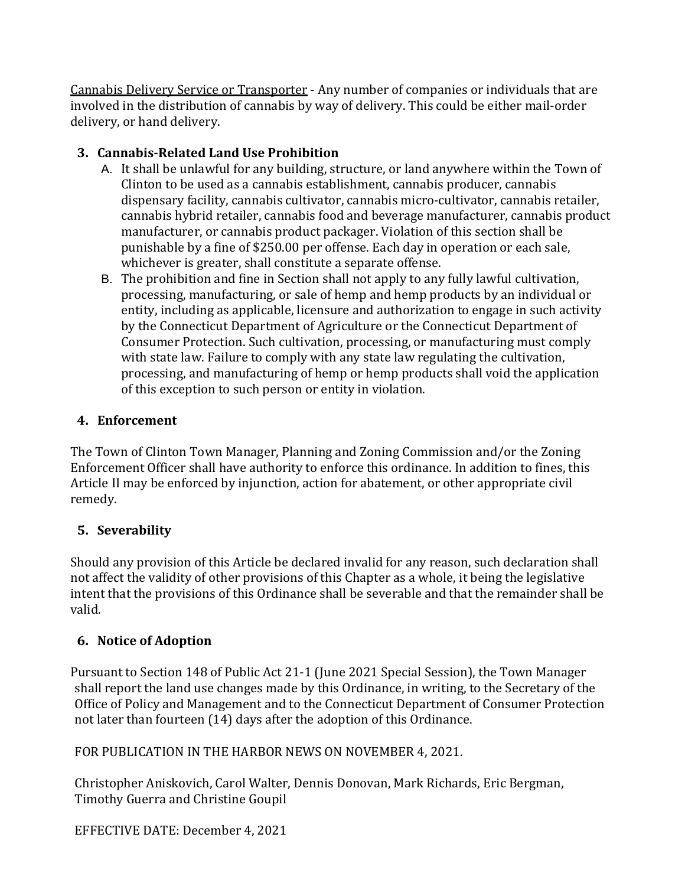Cannabis Delivery Service or Transporter - Any number of companies or individuals that are involved in the distribution of cannabis by way of delivery. This could be either mail-order delivery, or hand delivery.

3. **Cannabis-Related Land Use Prohibition**

   A. It shall be unlawful for any building, structure, or land anywhere within the Town of Clinton to be used as a cannabis establishment, cannabis producer, cannabis dispensary facility, cannabis cultivator, cannabis micro-cultivator, cannabis retailer, cannabis hybrid retailer, cannabis food and beverage manufacturer, cannabis product manufacturer, or cannabis product packager. Violation of this section shall be punishable by a fine of $250.00 per offense. Each day in operation or each sale, whichever is greater, shall constitute a separate offense.

   B. The prohibition and fine in Section shall not apply to any fully lawful cultivation, processing, manufacturing, or sale of hemp and hemp products by an individual or entity, including as applicable, licensure and authorization to engage in such activity by the Connecticut Department of Agriculture or the Connecticut Department of Consumer Protection. Such cultivation, processing, or manufacturing must comply with state law. Failure to comply with any state law regulating the cultivation, processing, and manufacturing of hemp or hemp products shall void the application of this exception to such person or entity in violation.

4. **Enforcement**

The Town of Clinton Town Manager, Planning and Zoning Commission and/or the Zoning Enforcement Officer shall have authority to enforce this ordinance. In addition to fines, this Article II may be enforced by injunction, action for abatement, or other appropriate civil remedy.

5. **Severability**

Should any provision of this Article be declared invalid for any reason, such declaration shall not affect the validity of other provisions of this Chapter as a whole, it being the legislative intent that the provisions of this Ordinance shall be severable and that the remainder shall be valid.

6. **Notice of Adoption**

Pursuant to Section 148 of Public Act 21-1 (June 2021 Special Session), the Town Manager shall report the land use changes made by this Ordinance, in writing, to the Secretary of the Office of Policy and Management and to the Connecticut Department of Consumer Protection not later than fourteen (14) days after the adoption of this Ordinance.

FOR PUBLICATION IN THE HARBOR NEWS ON NOVEMBER 4, 2021.

Christopher Aniskovich, Carol Walter, Dennis Donovan, Mark Richards, Eric Bergman, Timothy Guerra and Christine Goupil

EFFECTIVE DATE: December 4, 2021